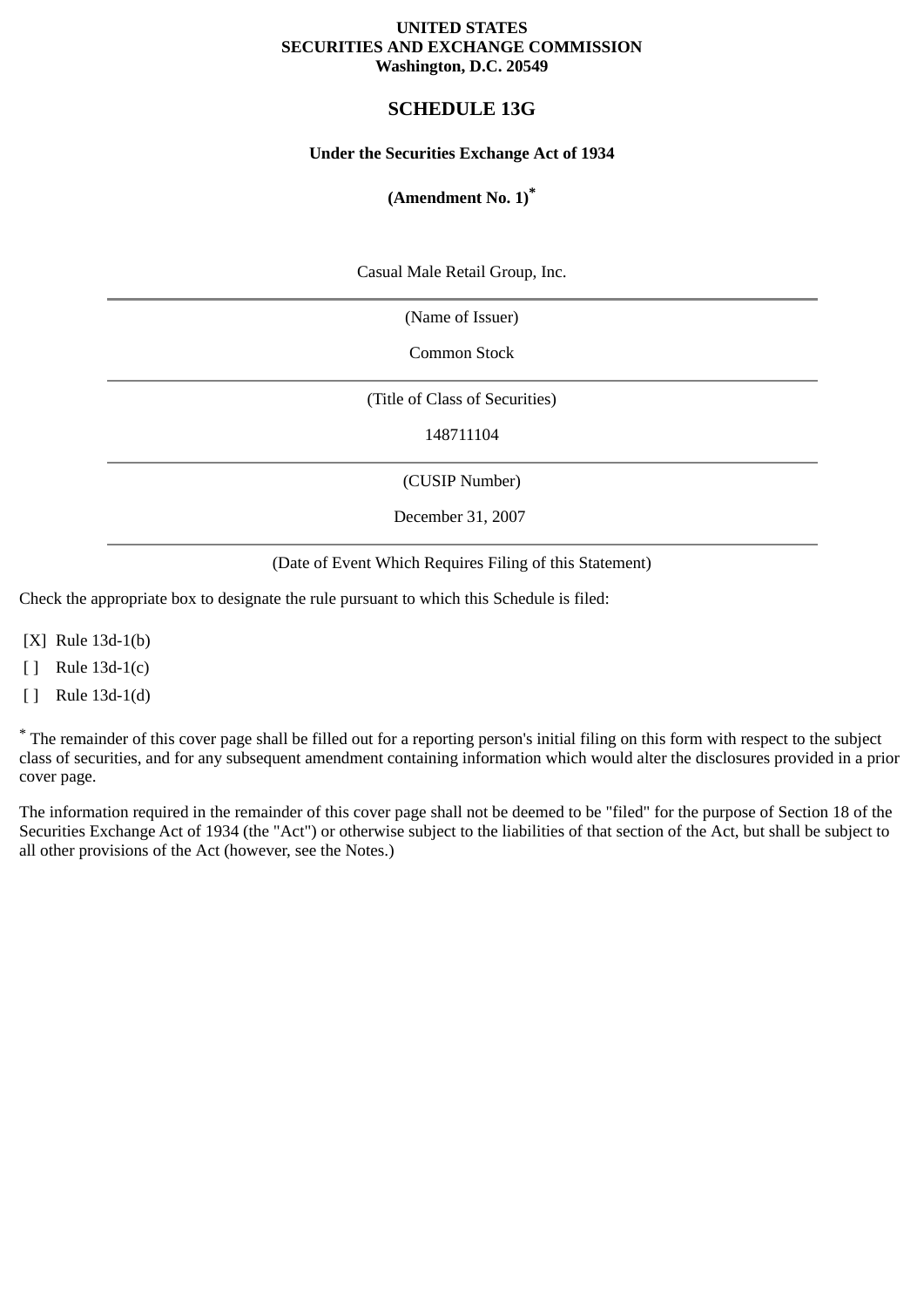**UNITED STATES**
**SECURITIES AND EXCHANGE COMMISSION**
**Washington, D.C. 20549**

# SCHEDULE 13G

**Under the Securities Exchange Act of 1934**

**(Amendment No. 1)***

Casual Male Retail Group, Inc.

---

(Name of Issuer)

Common Stock

---

(Title of Class of Securities)

148711104

---

(CUSIP Number)

December 31, 2007

---

(Date of Event Which Requires Filing of this Statement)

Check the appropriate box to designate the rule pursuant to which this Schedule is filed:

[X] Rule 13d-1(b)

[ ] Rule 13d-1(c)

[ ] Rule 13d-1(d)

* The remainder of this cover page shall be filled out for a reporting person's initial filing on this form with respect to the subject class of securities, and for any subsequent amendment containing information which would alter the disclosures provided in a prior cover page.

The information required in the remainder of this cover page shall not be deemed to be "filed" for the purpose of Section 18 of the Securities Exchange Act of 1934 (the "Act") or otherwise subject to the liabilities of that section of the Act, but shall be subject to all other provisions of the Act (however, see the Notes.)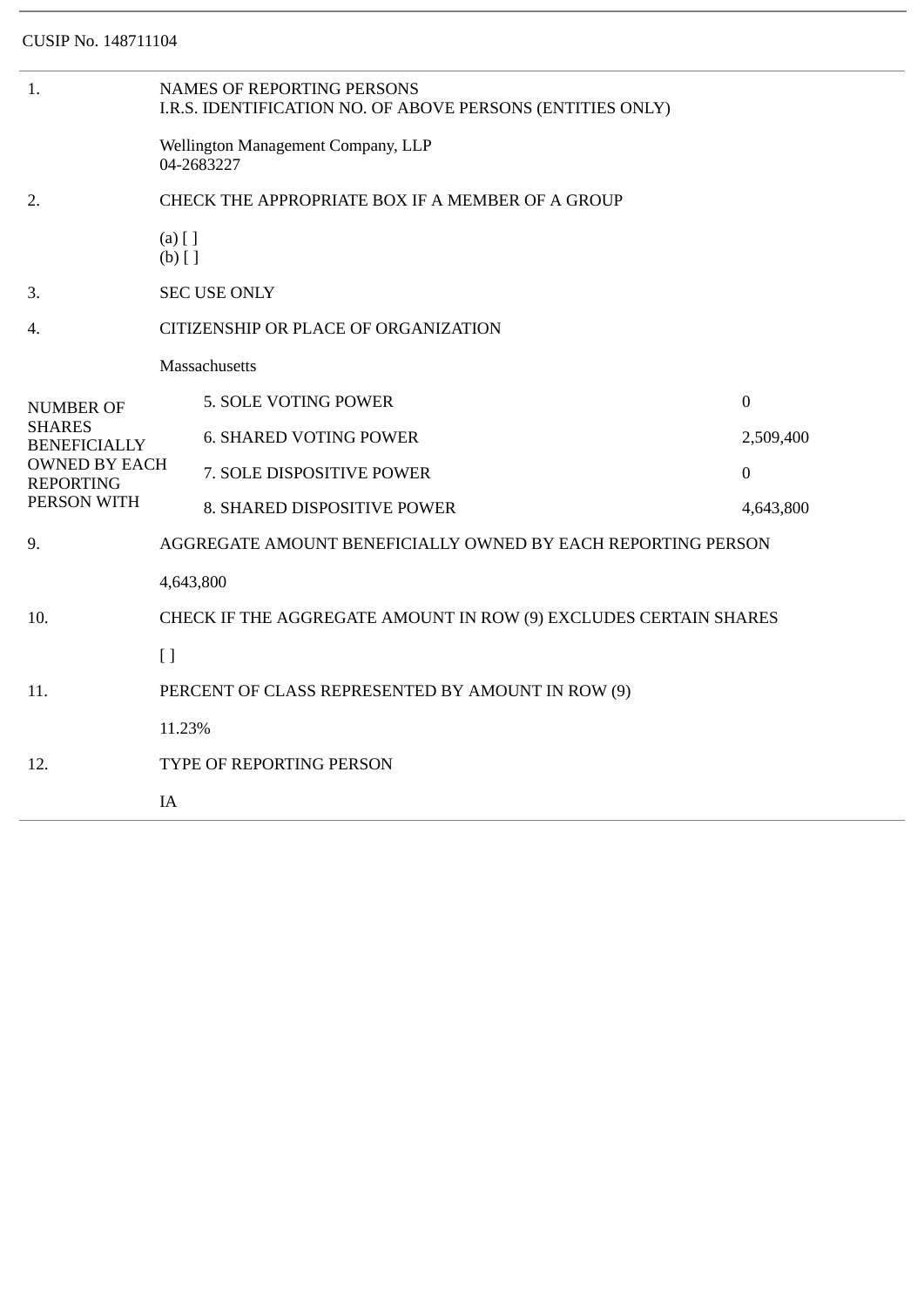CUSIP No. 148711104

| | | |
|---|---|---|
| 1. | NAMES OF REPORTING PERSONS<br>I.R.S. IDENTIFICATION NO. OF ABOVE PERSONS (ENTITIES ONLY)<br><br>Wellington Management Company, LLP<br>04-2683227 | |
| 2. | CHECK THE APPROPRIATE BOX IF A MEMBER OF A GROUP<br><br>(a) [ ]<br>(b) [ ] | |
| 3. | SEC USE ONLY | |
| 4. | CITIZENSHIP OR PLACE OF ORGANIZATION<br><br>Massachusetts | |
| NUMBER OF SHARES BENEFICIALLY OWNED BY EACH REPORTING PERSON WITH | 5. SOLE VOTING POWER | 0 |
| | 6. SHARED VOTING POWER | 2,509,400 |
| | 7. SOLE DISPOSITIVE POWER | 0 |
| | 8. SHARED DISPOSITIVE POWER | 4,643,800 |
| 9. | AGGREGATE AMOUNT BENEFICIALLY OWNED BY EACH REPORTING PERSON<br><br>4,643,800 | |
| 10. | CHECK IF THE AGGREGATE AMOUNT IN ROW (9) EXCLUDES CERTAIN SHARES<br><br>[ ] | |
| 11. | PERCENT OF CLASS REPRESENTED BY AMOUNT IN ROW (9)<br><br>11.23% | |
| 12. | TYPE OF REPORTING PERSON<br><br>IA | |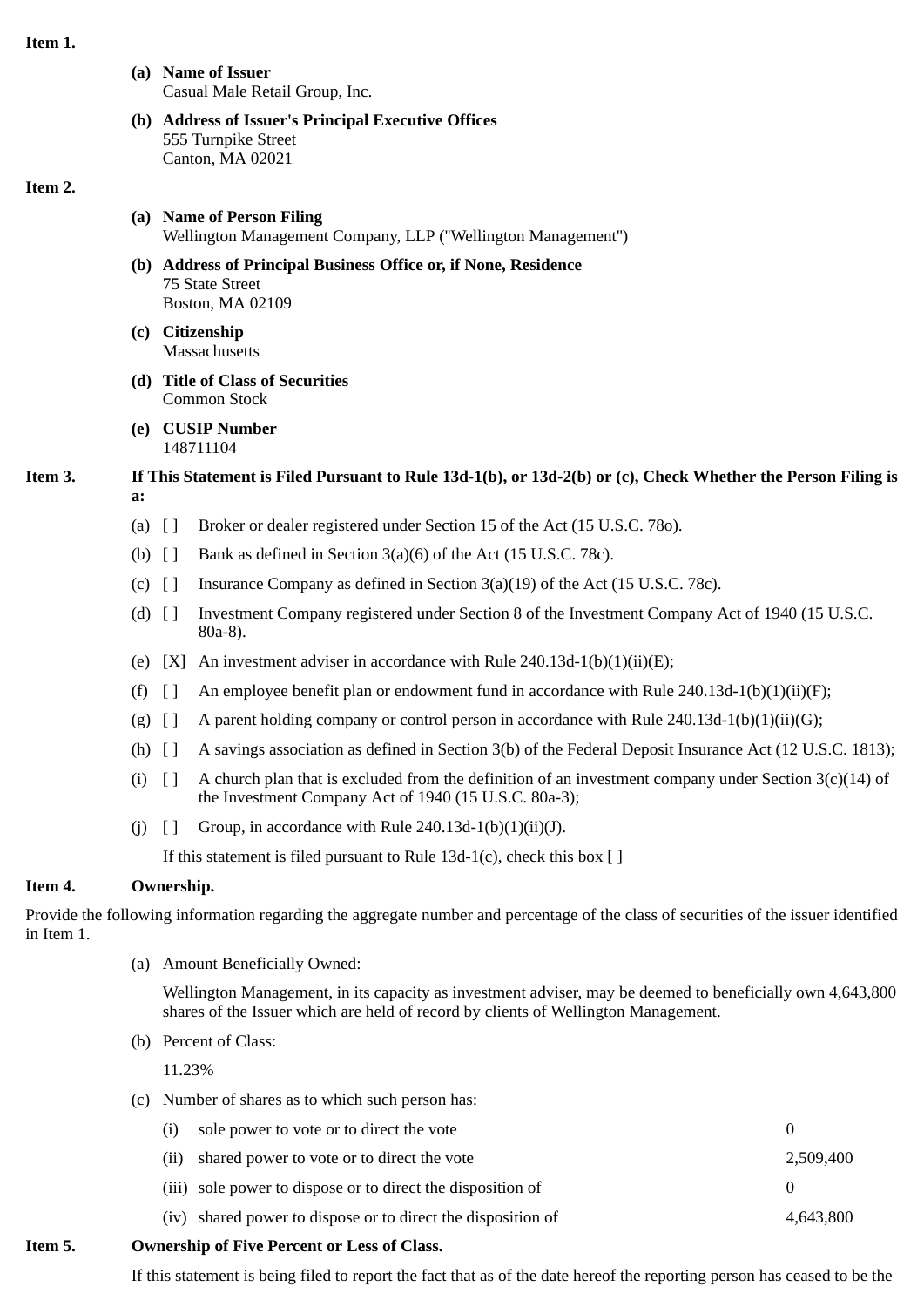**Item 1.**

**(a) Name of Issuer**
Casual Male Retail Group, Inc.

**(b) Address of Issuer's Principal Executive Offices**
555 Turnpike Street
Canton, MA 02021

**Item 2.**

**(a) Name of Person Filing**
Wellington Management Company, LLP ("Wellington Management")

**(b) Address of Principal Business Office or, if None, Residence**
75 State Street
Boston, MA 02109

**(c) Citizenship**
Massachusetts

**(d) Title of Class of Securities**
Common Stock

**(e) CUSIP Number**
148711104

**Item 3. If This Statement is Filed Pursuant to Rule 13d-1(b), or 13d-2(b) or (c), Check Whether the Person Filing is a:**

(a) [ ] Broker or dealer registered under Section 15 of the Act (15 U.S.C. 78o).

(b) [ ] Bank as defined in Section 3(a)(6) of the Act (15 U.S.C. 78c).

(c) [ ] Insurance Company as defined in Section 3(a)(19) of the Act (15 U.S.C. 78c).

(d) [ ] Investment Company registered under Section 8 of the Investment Company Act of 1940 (15 U.S.C. 80a-8).

(e) [X] An investment adviser in accordance with Rule 240.13d-1(b)(1)(ii)(E);

(f) [ ] An employee benefit plan or endowment fund in accordance with Rule 240.13d-1(b)(1)(ii)(F);

(g) [ ] A parent holding company or control person in accordance with Rule 240.13d-1(b)(1)(ii)(G);

(h) [ ] A savings association as defined in Section 3(b) of the Federal Deposit Insurance Act (12 U.S.C. 1813);

(i) [ ] A church plan that is excluded from the definition of an investment company under Section 3(c)(14) of the Investment Company Act of 1940 (15 U.S.C. 80a-3);

(j) [ ] Group, in accordance with Rule 240.13d-1(b)(1)(ii)(J).

If this statement is filed pursuant to Rule 13d-1(c), check this box [ ]

**Item 4. Ownership.**

Provide the following information regarding the aggregate number and percentage of the class of securities of the issuer identified in Item 1.

(a) Amount Beneficially Owned:

Wellington Management, in its capacity as investment adviser, may be deemed to beneficially own 4,643,800 shares of the Issuer which are held of record by clients of Wellington Management.

(b) Percent of Class:

11.23%

(c) Number of shares as to which such person has:

| | | |
|---|---|---|
| (i) | sole power to vote or to direct the vote | 0 |
| (ii) | shared power to vote or to direct the vote | 2,509,400 |
| (iii) | sole power to dispose or to direct the disposition of | 0 |
| (iv) | shared power to dispose or to direct the disposition of | 4,643,800 |

**Item 5. Ownership of Five Percent or Less of Class.**

If this statement is being filed to report the fact that as of the date hereof the reporting person has ceased to be the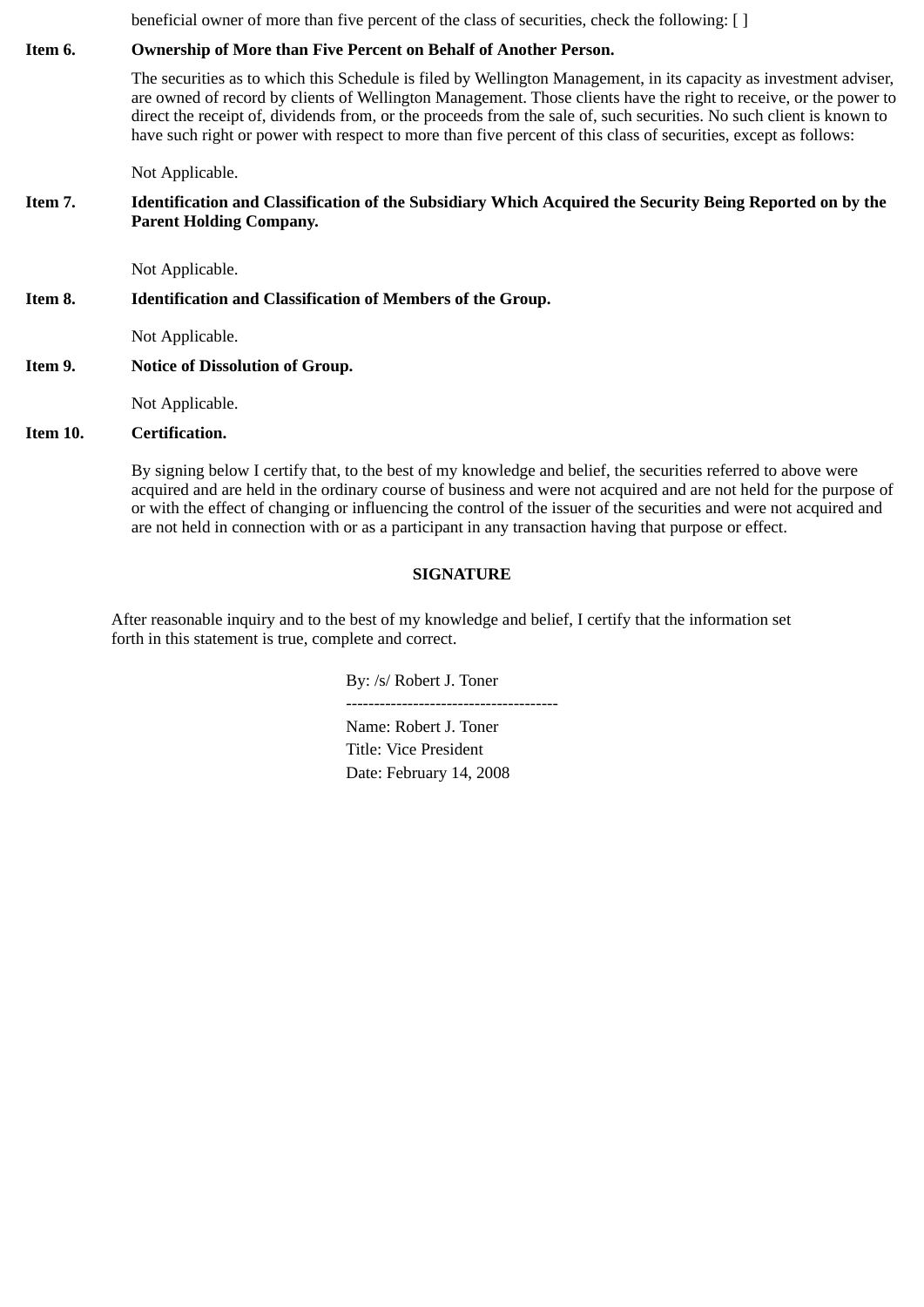beneficial owner of more than five percent of the class of securities, check the following: [ ]

**Item 6. Ownership of More than Five Percent on Behalf of Another Person.**

The securities as to which this Schedule is filed by Wellington Management, in its capacity as investment adviser, are owned of record by clients of Wellington Management. Those clients have the right to receive, or the power to direct the receipt of, dividends from, or the proceeds from the sale of, such securities. No such client is known to have such right or power with respect to more than five percent of this class of securities, except as follows:

Not Applicable.

**Item 7. Identification and Classification of the Subsidiary Which Acquired the Security Being Reported on by the Parent Holding Company.**

Not Applicable.

**Item 8. Identification and Classification of Members of the Group.**

Not Applicable.

**Item 9. Notice of Dissolution of Group.**

Not Applicable.

**Item 10. Certification.**

By signing below I certify that, to the best of my knowledge and belief, the securities referred to above were acquired and are held in the ordinary course of business and were not acquired and are not held for the purpose of or with the effect of changing or influencing the control of the issuer of the securities and were not acquired and are not held in connection with or as a participant in any transaction having that purpose or effect.

**SIGNATURE**

After reasonable inquiry and to the best of my knowledge and belief, I certify that the information set forth in this statement is true, complete and correct.

By: /s/ Robert J. Toner

--------------------------------------

Name: Robert J. Toner

Title: Vice President

Date: February 14, 2008